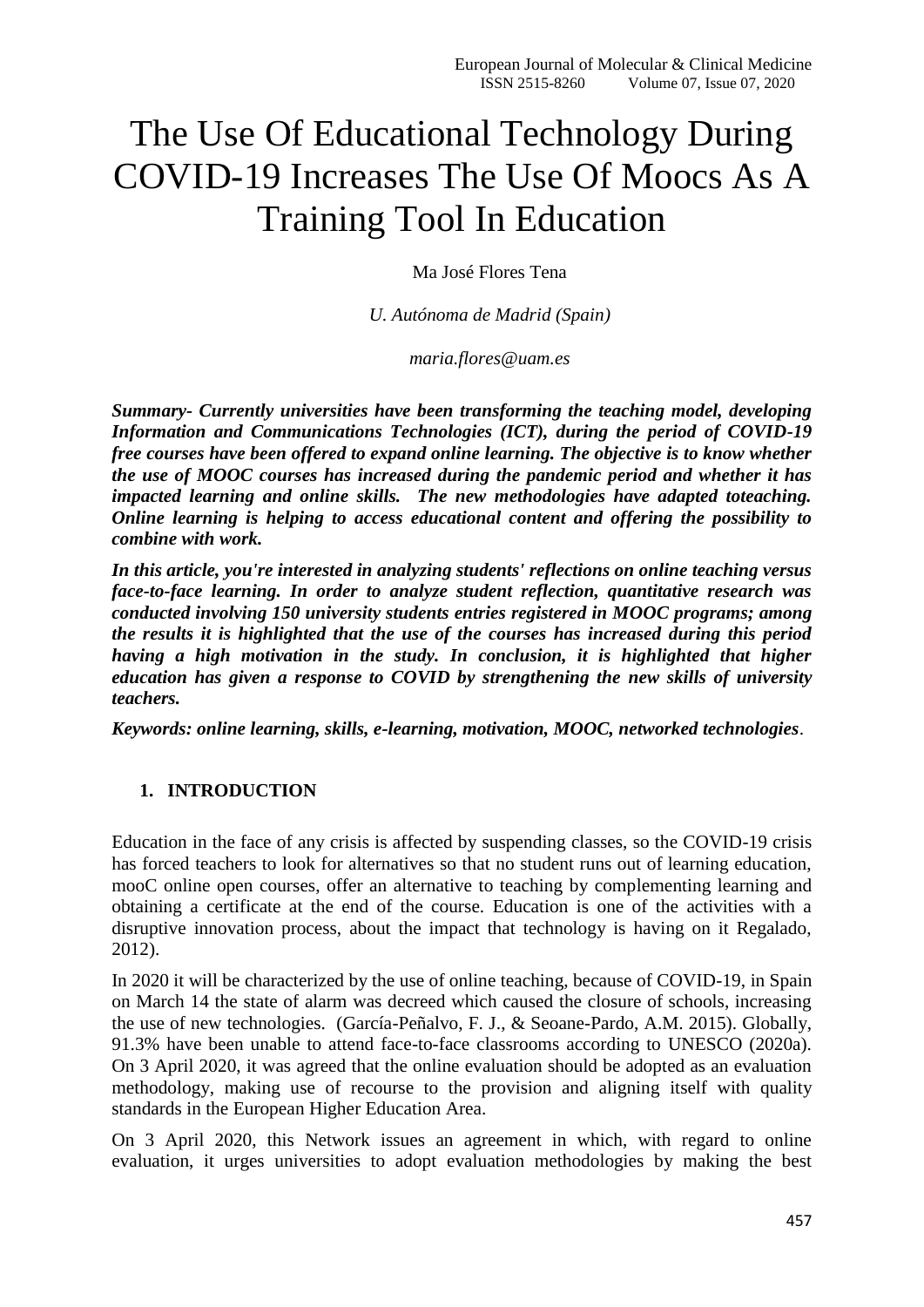# The Use Of Educational Technology During COVID-19 Increases The Use Of Moocs As A Training Tool In Education

Ma José Flores Tena

*U. Autónoma de Madrid (Spain)*

*maria.flores@uam.es*

***Summary- Currently universities have been transforming the teaching model, developing Information and Communications Technologies (ICT), during the period of COVID-19 free courses have been offered to expand online learning. The objective is to know whether the use of MOOC courses has increased during the pandemic period and whether it has impacted learning and online skills. The new methodologies have adapted toteaching. Online learning is helping to access educational content and offering the possibility to combine with work.***

***In this article, you're interested in analyzing students' reflections on online teaching versus face-to-face learning. In order to analyze student reflection, quantitative research was conducted involving 150 university students entries registered in MOOC programs; among the results it is highlighted that the use of the courses has increased during this period having a high motivation in the study. In conclusion, it is highlighted that higher education has given a response to COVID by strengthening the new skills of university teachers.***

***Keywords: online learning, skills, e-learning, motivation, MOOC, networked technologies***.

## 1. INTRODUCTION

Education in the face of any crisis is affected by suspending classes, so the COVID-19 crisis has forced teachers to look for alternatives so that no student runs out of learning education, mooC online open courses, offer an alternative to teaching by complementing learning and obtaining a certificate at the end of the course. Education is one of the activities with a disruptive innovation process, about the impact that technology is having on it Regalado, 2012).

In 2020 it will be characterized by the use of online teaching, because of COVID-19, in Spain on March 14 the state of alarm was decreed which caused the closure of schools, increasing the use of new technologies. (García-Peñalvo, F. J., & Seoane-Pardo, A.M. 2015). Globally, 91.3% have been unable to attend face-to-face classrooms according to UNESCO (2020a). On 3 April 2020, it was agreed that the online evaluation should be adopted as an evaluation methodology, making use of recourse to the provision and aligning itself with quality standards in the European Higher Education Area.

On 3 April 2020, this Network issues an agreement in which, with regard to online evaluation, it urges universities to adopt evaluation methodologies by making the best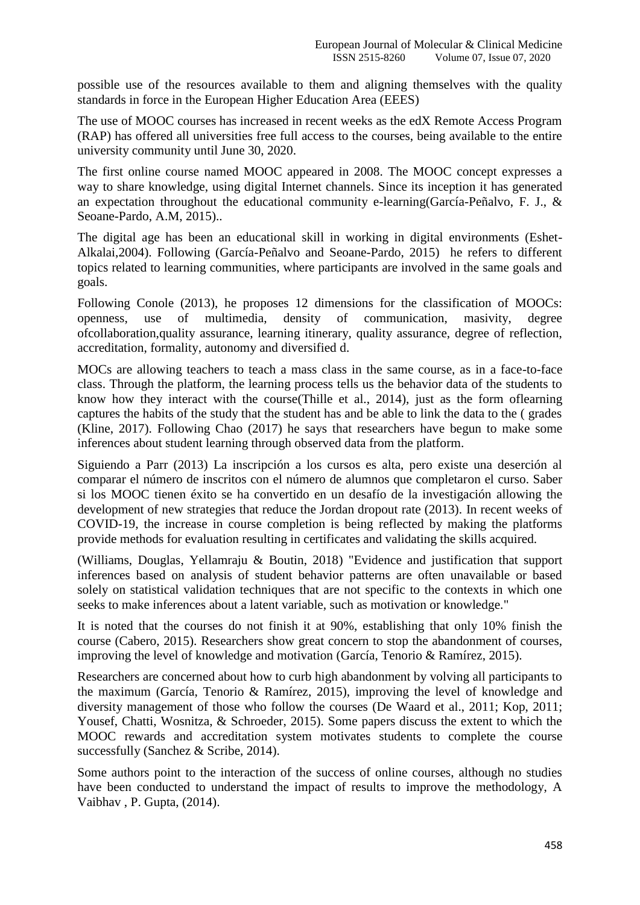possible use of the resources available to them and aligning themselves with the quality standards in force in the European Higher Education Area (EEES)

The use of MOOC courses has increased in recent weeks as the edX Remote Access Program (RAP) has offered all universities free full access to the courses, being available to the entire university community until June 30, 2020.

The first online course named MOOC appeared in 2008. The MOOC concept expresses a way to share knowledge, using digital Internet channels. Since its inception it has generated an expectation throughout the educational community e-learning(García-Peñalvo, F. J., & Seoane-Pardo, A.M, 2015)..

The digital age has been an educational skill in working in digital environments (Eshet-Alkalai,2004). Following (García-Peñalvo and Seoane-Pardo, 2015) he refers to different topics related to learning communities, where participants are involved in the same goals and goals.

Following Conole (2013), he proposes 12 dimensions for the classification of MOOCs: openness, use of multimedia, density of communication, masivity, degree ofcollaboration,quality assurance, learning itinerary, quality assurance, degree of reflection, accreditation, formality, autonomy and diversified d.

MOCs are allowing teachers to teach a mass class in the same course, as in a face-to-face class. Through the platform, the learning process tells us the behavior data of the students to know how they interact with the course(Thille et al., 2014), just as the form oflearning captures the habits of the study that the student has and be able to link the data to the ( grades (Kline, 2017). Following Chao (2017) he says that researchers have begun to make some inferences about student learning through observed data from the platform.

Siguiendo a Parr (2013) La inscripción a los cursos es alta, pero existe una deserción al comparar el número de inscritos con el número de alumnos que completaron el curso. Saber si los MOOC tienen éxito se ha convertido en un desafío de la investigación allowing the development of new strategies that reduce the Jordan dropout rate (2013). In recent weeks of COVID-19, the increase in course completion is being reflected by making the platforms provide methods for evaluation resulting in certificates and validating the skills acquired.

(Williams, Douglas, Yellamraju & Boutin, 2018) "Evidence and justification that support inferences based on analysis of student behavior patterns are often unavailable or based solely on statistical validation techniques that are not specific to the contexts in which one seeks to make inferences about a latent variable, such as motivation or knowledge."

It is noted that the courses do not finish it at 90%, establishing that only 10% finish the course (Cabero, 2015). Researchers show great concern to stop the abandonment of courses, improving the level of knowledge and motivation (García, Tenorio & Ramírez, 2015).

Researchers are concerned about how to curb high abandonment by volving all participants to the maximum (García, Tenorio & Ramírez, 2015), improving the level of knowledge and diversity management of those who follow the courses (De Waard et al., 2011; Kop, 2011; Yousef, Chatti, Wosnitza, & Schroeder, 2015). Some papers discuss the extent to which the MOOC rewards and accreditation system motivates students to complete the course successfully (Sanchez & Scribe, 2014).

Some authors point to the interaction of the success of online courses, although no studies have been conducted to understand the impact of results to improve the methodology, A Vaibhav , P. Gupta, (2014).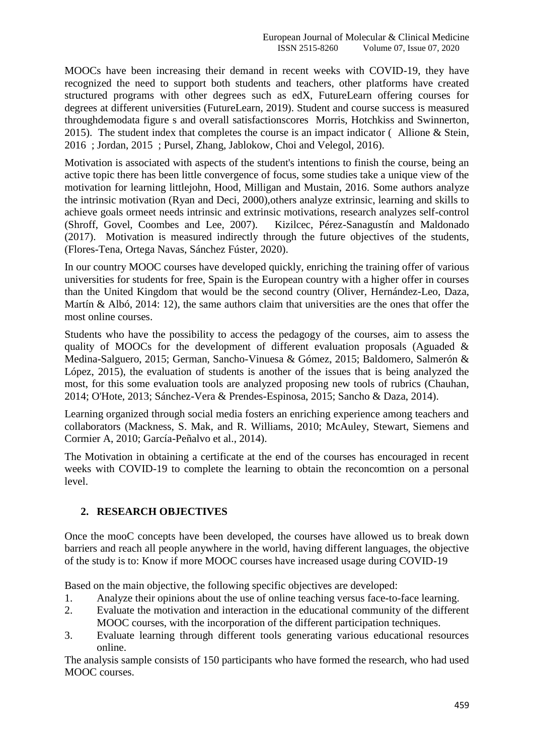MOOCs have been increasing their demand in recent weeks with COVID-19, they have recognized the need to support both students and teachers, other platforms have created structured programs with other degrees such as edX, FutureLearn offering courses for degrees at different universities (FutureLearn, 2019). Student and course success is measured throughdemodata figure s and overall satisfactionscores Morris, Hotchkiss and Swinnerton, 2015). The student index that completes the course is an impact indicator ( Allione & Stein, 2016 ; Jordan, 2015 ; Pursel, Zhang, Jablokow, Choi and Velegol, 2016).

Motivation is associated with aspects of the student's intentions to finish the course, being an active topic there has been little convergence of focus, some studies take a unique view of the motivation for learning littlejohn, Hood, Milligan and Mustain, 2016. Some authors analyze the intrinsic motivation (Ryan and Deci, 2000),others analyze extrinsic, learning and skills to achieve goals ormeet needs intrinsic and extrinsic motivations, research analyzes self-control (Shroff, Govel, Coombes and Lee, 2007). Kizilcec, Pérez-Sanagustín and Maldonado (2017). Motivation is measured indirectly through the future objectives of the students, (Flores-Tena, Ortega Navas, Sánchez Fúster, 2020).

In our country MOOC courses have developed quickly, enriching the training offer of various universities for students for free, Spain is the European country with a higher offer in courses than the United Kingdom that would be the second country (Oliver, Hernández-Leo, Daza, Martín & Albó, 2014: 12), the same authors claim that universities are the ones that offer the most online courses.

Students who have the possibility to access the pedagogy of the courses, aim to assess the quality of MOOCs for the development of different evaluation proposals (Aguaded & Medina-Salguero, 2015; German, Sancho-Vinuesa & Gómez, 2015; Baldomero, Salmerón & López, 2015), the evaluation of students is another of the issues that is being analyzed the most, for this some evaluation tools are analyzed proposing new tools of rubrics (Chauhan, 2014; O'Hote, 2013; Sánchez-Vera & Prendes-Espinosa, 2015; Sancho & Daza, 2014).

Learning organized through social media fosters an enriching experience among teachers and collaborators (Mackness, S. Mak, and R. Williams, 2010; McAuley, Stewart, Siemens and Cormier A, 2010; García-Peñalvo et al., 2014).

The Motivation in obtaining a certificate at the end of the courses has encouraged in recent weeks with COVID-19 to complete the learning to obtain the reconcomtion on a personal level.

## 2. RESEARCH OBJECTIVES

Once the mooC concepts have been developed, the courses have allowed us to break down barriers and reach all people anywhere in the world, having different languages, the objective of the study is to: Know if more MOOC courses have increased usage during COVID-19

Based on the main objective, the following specific objectives are developed:

1. Analyze their opinions about the use of online teaching versus face-to-face learning.
2. Evaluate the motivation and interaction in the educational community of the different MOOC courses, with the incorporation of the different participation techniques.
3. Evaluate learning through different tools generating various educational resources online.

The analysis sample consists of 150 participants who have formed the research, who had used MOOC courses.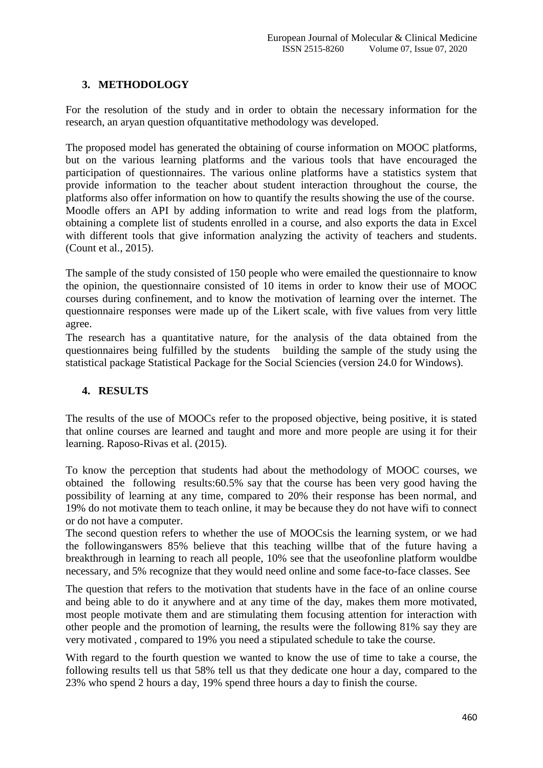## 3. METHODOLOGY

For the resolution of the study and in order to obtain the necessary information for the research, an aryan question ofquantitative methodology was developed.

The proposed model has generated the obtaining of course information on MOOC platforms, but on the various learning platforms and the various tools that have encouraged the participation of questionnaires. The various online platforms have a statistics system that provide information to the teacher about student interaction throughout the course, the platforms also offer information on how to quantify the results showing the use of the course. Moodle offers an API by adding information to write and read logs from the platform, obtaining a complete list of students enrolled in a course, and also exports the data in Excel with different tools that give information analyzing the activity of teachers and students. (Count et al., 2015).

The sample of the study consisted of 150 people who were emailed the questionnaire to know the opinion, the questionnaire consisted of 10 items in order to know their use of MOOC courses during confinement, and to know the motivation of learning over the internet. The questionnaire responses were made up of the Likert scale, with five values from very little agree.

The research has a quantitative nature, for the analysis of the data obtained from the questionnaires being fulfilled by the students building the sample of the study using the statistical package Statistical Package for the Social Sciencies (version 24.0 for Windows).

## 4. RESULTS

The results of the use of MOOCs refer to the proposed objective, being positive, it is stated that online courses are learned and taught and more and more people are using it for their learning. Raposo-Rivas et al. (2015).

To know the perception that students had about the methodology of MOOC courses, we obtained the following results:60.5% say that the course has been very good having the possibility of learning at any time, compared to 20% their response has been normal, and 19% do not motivate them to teach online, it may be because they do not have wifi to connect or do not have a computer.

The second question refers to whether the use of MOOCsis the learning system, or we had the followinganswers 85% believe that this teaching willbe that of the future having a breakthrough in learning to reach all people, 10% see that the useofonline platform wouldbe necessary, and 5% recognize that they would need online and some face-to-face classes. See

The question that refers to the motivation that students have in the face of an online course and being able to do it anywhere and at any time of the day, makes them more motivated, most people motivate them and are stimulating them focusing attention for interaction with other people and the promotion of learning, the results were the following 81% say they are very motivated , compared to 19% you need a stipulated schedule to take the course.

With regard to the fourth question we wanted to know the use of time to take a course, the following results tell us that 58% tell us that they dedicate one hour a day, compared to the 23% who spend 2 hours a day, 19% spend three hours a day to finish the course.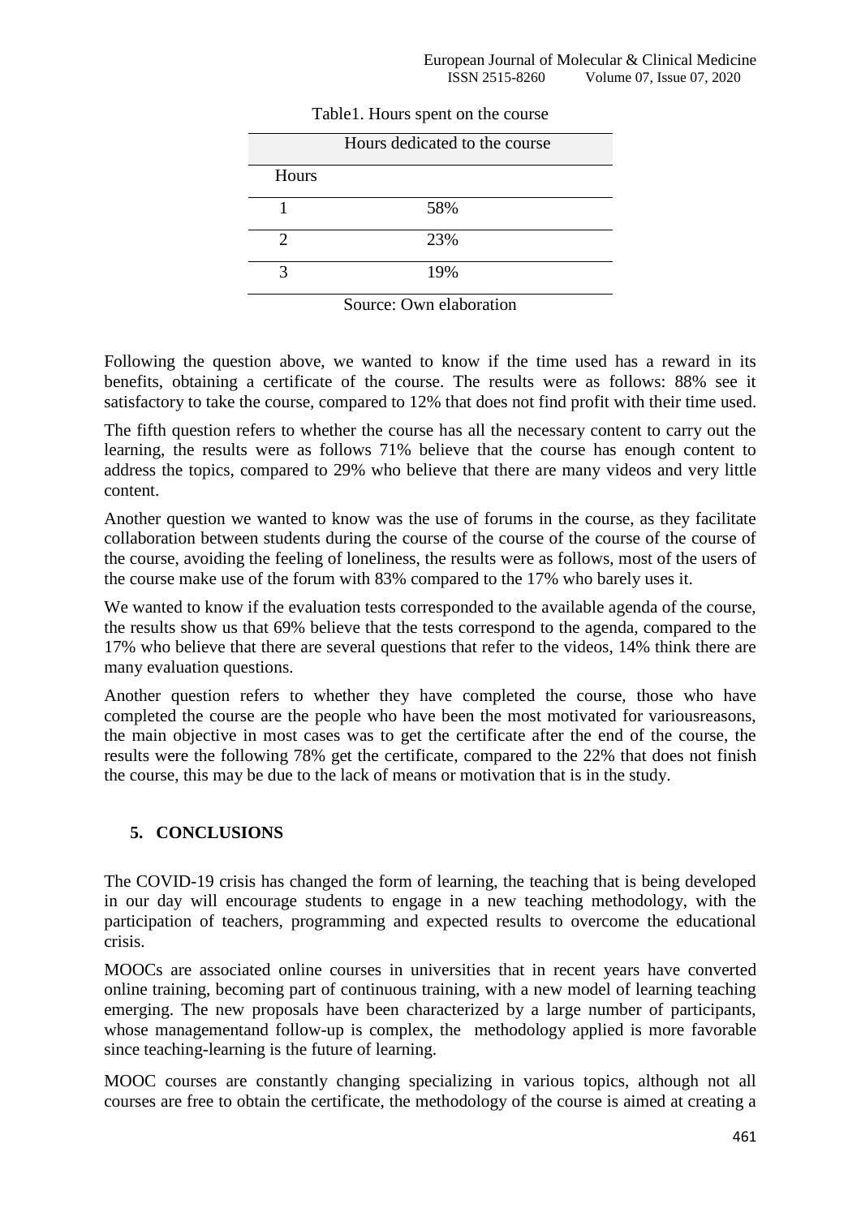Table1. Hours spent on the course

| Hours | Hours dedicated to the course |
|---|---|
| 1 | 58% |
| 2 | 23% |
| 3 | 19% |

Source: Own elaboration

Following the question above, we wanted to know if the time used has a reward in its benefits, obtaining a certificate of the course. The results were as follows: 88% see it satisfactory to take the course, compared to 12% that does not find profit with their time used.

The fifth question refers to whether the course has all the necessary content to carry out the learning, the results were as follows 71% believe that the course has enough content to address the topics, compared to 29% who believe that there are many videos and very little content.

Another question we wanted to know was the use of forums in the course, as they facilitate collaboration between students during the course of the course of the course of the course of the course, avoiding the feeling of loneliness, the results were as follows, most of the users of the course make use of the forum with 83% compared to the 17% who barely uses it.

We wanted to know if the evaluation tests corresponded to the available agenda of the course, the results show us that 69% believe that the tests correspond to the agenda, compared to the 17% who believe that there are several questions that refer to the videos, 14% think there are many evaluation questions.

Another question refers to whether they have completed the course, those who have completed the course are the people who have been the most motivated for variousreasons, the main objective in most cases was to get the certificate after the end of the course, the results were the following 78% get the certificate, compared to the 22% that does not finish the course, this may be due to the lack of means or motivation that is in the study.

## 5. CONCLUSIONS

The COVID-19 crisis has changed the form of learning, the teaching that is being developed in our day will encourage students to engage in a new teaching methodology, with the participation of teachers, programming and expected results to overcome the educational crisis.

MOOCs are associated online courses in universities that in recent years have converted online training, becoming part of continuous training, with a new model of learning teaching emerging. The new proposals have been characterized by a large number of participants, whose managementand follow-up is complex, the methodology applied is more favorable since teaching-learning is the future of learning.

MOOC courses are constantly changing specializing in various topics, although not all courses are free to obtain the certificate, the methodology of the course is aimed at creating a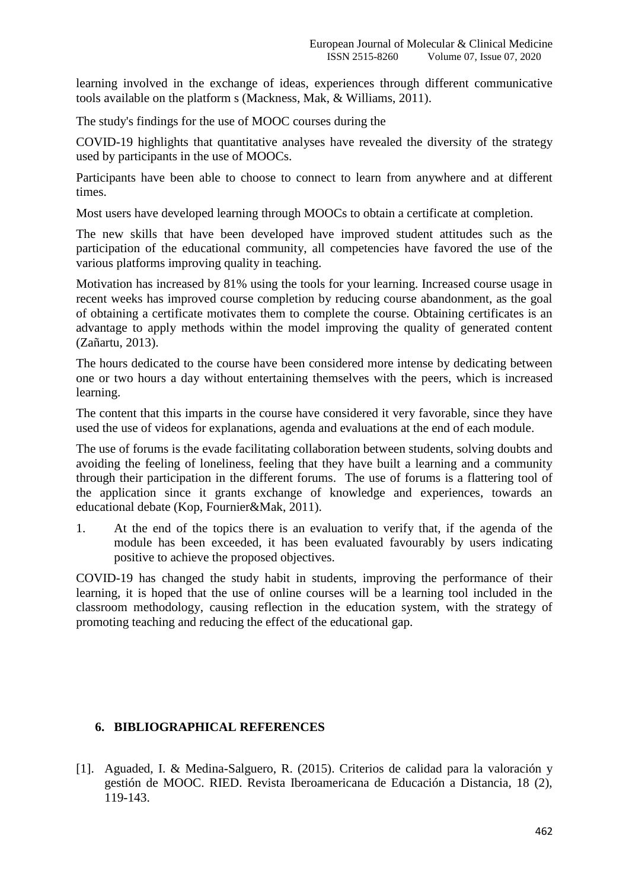learning involved in the exchange of ideas, experiences through different communicative tools available on the platform s (Mackness, Mak, & Williams, 2011).

The study's findings for the use of MOOC courses during the

COVID-19 highlights that quantitative analyses have revealed the diversity of the strategy used by participants in the use of MOOCs.

Participants have been able to choose to connect to learn from anywhere and at different times.

Most users have developed learning through MOOCs to obtain a certificate at completion.

The new skills that have been developed have improved student attitudes such as the participation of the educational community, all competencies have favored the use of the various platforms improving quality in teaching.

Motivation has increased by 81% using the tools for your learning. Increased course usage in recent weeks has improved course completion by reducing course abandonment, as the goal of obtaining a certificate motivates them to complete the course. Obtaining certificates is an advantage to apply methods within the model improving the quality of generated content (Zañartu, 2013).

The hours dedicated to the course have been considered more intense by dedicating between one or two hours a day without entertaining themselves with the peers, which is increased learning.

The content that this imparts in the course have considered it very favorable, since they have used the use of videos for explanations, agenda and evaluations at the end of each module.

The use of forums is the evade facilitating collaboration between students, solving doubts and avoiding the feeling of loneliness, feeling that they have built a learning and a community through their participation in the different forums. The use of forums is a flattering tool of the application since it grants exchange of knowledge and experiences, towards an educational debate (Kop, Fournier&Mak, 2011).

1. At the end of the topics there is an evaluation to verify that, if the agenda of the module has been exceeded, it has been evaluated favourably by users indicating positive to achieve the proposed objectives.

COVID-19 has changed the study habit in students, improving the performance of their learning, it is hoped that the use of online courses will be a learning tool included in the classroom methodology, causing reflection in the education system, with the strategy of promoting teaching and reducing the effect of the educational gap.

## 6. BIBLIOGRAPHICAL REFERENCES

[1]. Aguaded, I. & Medina-Salguero, R. (2015). Criterios de calidad para la valoración y gestión de MOOC. RIED. Revista Iberoamericana de Educación a Distancia, 18 (2), 119-143.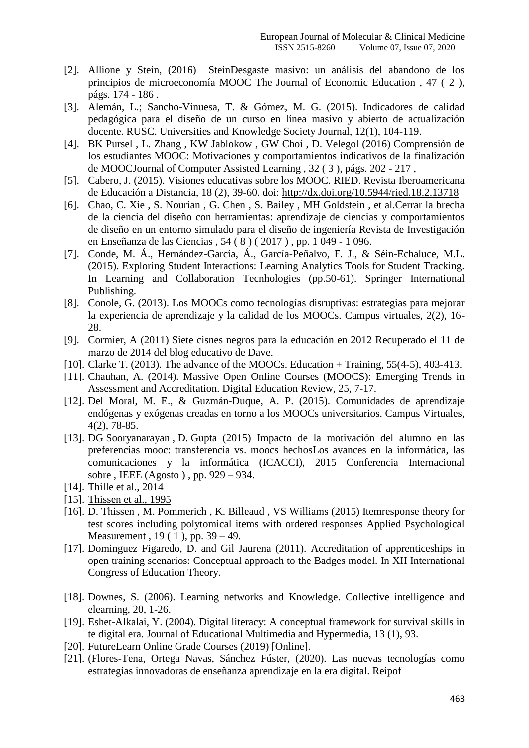[2]. Allione y Stein, (2016) SteinDesgaste masivo: un análisis del abandono de los principios de microeconomía MOOC The Journal of Economic Education , 47 ( 2 ), págs. 174 - 186 .

[3]. Alemán, L.; Sancho-Vinuesa, T. & Gómez, M. G. (2015). Indicadores de calidad pedagógica para el diseño de un curso en línea masivo y abierto de actualización docente. RUSC. Universities and Knowledge Society Journal, 12(1), 104-119.

[4]. BK Pursel , L. Zhang , KW Jablokow , GW Choi , D. Velegol (2016) Comprensión de los estudiantes MOOC: Motivaciones y comportamientos indicativos de la finalización de MOOCJournal of Computer Assisted Learning , 32 ( 3 ), págs. 202 - 217 ,

[5]. Cabero, J. (2015). Visiones educativas sobre los MOOC. RIED. Revista Iberoamericana de Educación a Distancia, 18 (2), 39-60. doi: http://dx.doi.org/10.5944/ried.18.2.13718

[6]. Chao, C. Xie , S. Nourian , G. Chen , S. Bailey , MH Goldstein , et al.Cerrar la brecha de la ciencia del diseño con herramientas: aprendizaje de ciencias y comportamientos de diseño en un entorno simulado para el diseño de ingeniería Revista de Investigación en Enseñanza de las Ciencias , 54 ( 8 ) ( 2017 ) , pp. 1 049 - 1 096.

[7]. Conde, M. Á., Hernández-García, Á., García-Peñalvo, F. J., & Séin-Echaluce, M.L. (2015). Exploring Student Interactions: Learning Analytics Tools for Student Tracking. In Learning and Collaboration Tecnhologies (pp.50-61). Springer International Publishing.

[8]. Conole, G. (2013). Los MOOCs como tecnologías disruptivas: estrategias para mejorar la experiencia de aprendizaje y la calidad de los MOOCs. Campus virtuales, 2(2), 16-28.

[9]. Cormier, A (2011) Siete cisnes negros para la educación en 2012 Recuperado el 11 de marzo de 2014 del blog educativo de Dave.

[10]. Clarke T. (2013). The advance of the MOOCs. Education + Training, 55(4-5), 403-413.

[11]. Chauhan, A. (2014). Massive Open Online Courses (MOOCS): Emerging Trends in Assessment and Accreditation. Digital Education Review, 25, 7-17.

[12]. Del Moral, M. E., & Guzmán-Duque, A. P. (2015). Comunidades de aprendizaje endógenas y exógenas creadas en torno a los MOOCs universitarios. Campus Virtuales, 4(2), 78-85.

[13]. DG Sooryanarayan , D. Gupta (2015) Impacto de la motivación del alumno en las preferencias mooc: transferencia vs. moocs hechosLos avances en la informática, las comunicaciones y la informática (ICACCI), 2015 Conferencia Internacional sobre , IEEE (Agosto ) , pp. 929 – 934.

[14]. Thille et al., 2014

[15]. Thissen et al., 1995

[16]. D. Thissen , M. Pommerich , K. Billeaud , VS Williams (2015) Itemresponse theory for test scores including polytomical items with ordered responses Applied Psychological Measurement , 19 ( 1 ), pp. 39 – 49.

[17]. Dominguez Figaredo, D. and Gil Jaurena (2011). Accreditation of apprenticeships in open training scenarios: Conceptual approach to the Badges model. In XII International Congress of Education Theory.

[18]. Downes, S. (2006). Learning networks and Knowledge. Collective intelligence and elearning, 20, 1-26.

[19]. Eshet-Alkalai, Y. (2004). Digital literacy: A conceptual framework for survival skills in te digital era. Journal of Educational Multimedia and Hypermedia, 13 (1), 93.

[20]. FutureLearn Online Grade Courses (2019) [Online].

[21]. (Flores-Tena, Ortega Navas, Sánchez Fúster, (2020). Las nuevas tecnologías como estrategias innovadoras de enseñanza aprendizaje en la era digital. Reipof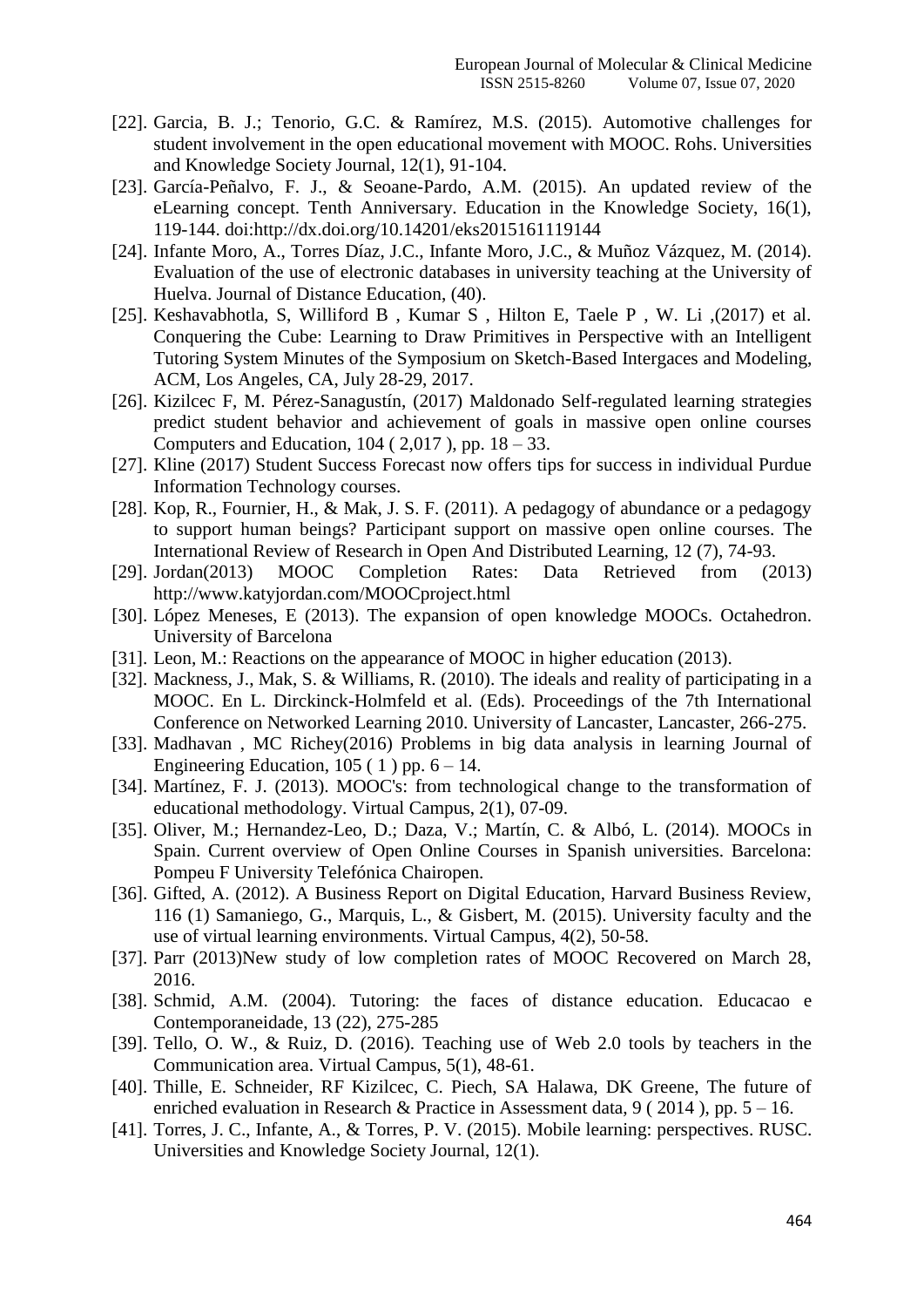- [22]. Garcia, B. J.; Tenorio, G.C. & Ramírez, M.S. (2015). Automotive challenges for student involvement in the open educational movement with MOOC. Rohs. Universities and Knowledge Society Journal, 12(1), 91-104.
- [23]. García-Peñalvo, F. J., & Seoane-Pardo, A.M. (2015). An updated review of the eLearning concept. Tenth Anniversary. Education in the Knowledge Society, 16(1), 119-144. doi:http://dx.doi.org/10.14201/eks2015161119144
- [24]. Infante Moro, A., Torres Díaz, J.C., Infante Moro, J.C., & Muñoz Vázquez, M. (2014). Evaluation of the use of electronic databases in university teaching at the University of Huelva. Journal of Distance Education, (40).
- [25]. Keshavabhotla, S, Williford B , Kumar S , Hilton E, Taele P , W. Li ,(2017) et al. Conquering the Cube: Learning to Draw Primitives in Perspective with an Intelligent Tutoring System Minutes of the Symposium on Sketch-Based Intergaces and Modeling, ACM, Los Angeles, CA, July 28-29, 2017.
- [26]. Kizilcec F, M. Pérez-Sanagustín, (2017) Maldonado Self-regulated learning strategies predict student behavior and achievement of goals in massive open online courses Computers and Education, 104 ( 2,017 ), pp. 18 – 33.
- [27]. Kline (2017) Student Success Forecast now offers tips for success in individual Purdue Information Technology courses.
- [28]. Kop, R., Fournier, H., & Mak, J. S. F. (2011). A pedagogy of abundance or a pedagogy to support human beings? Participant support on massive open online courses. The International Review of Research in Open And Distributed Learning, 12 (7), 74-93.
- [29]. Jordan(2013) MOOC Completion Rates: Data Retrieved from (2013) http://www.katyjordan.com/MOOCproject.html
- [30]. López Meneses, E (2013). The expansion of open knowledge MOOCs. Octahedron. University of Barcelona
- [31]. Leon, M.: Reactions on the appearance of MOOC in higher education (2013).
- [32]. Mackness, J., Mak, S. & Williams, R. (2010). The ideals and reality of participating in a MOOC. En L. Dirckinck-Holmfeld et al. (Eds). Proceedings of the 7th International Conference on Networked Learning 2010. University of Lancaster, Lancaster, 266-275.
- [33]. Madhavan , MC Richey(2016) Problems in big data analysis in learning Journal of Engineering Education, 105 ( 1 ) pp. 6 – 14.
- [34]. Martínez, F. J. (2013). MOOC's: from technological change to the transformation of educational methodology. Virtual Campus, 2(1), 07-09.
- [35]. Oliver, M.; Hernandez-Leo, D.; Daza, V.; Martín, C. & Albó, L. (2014). MOOCs in Spain. Current overview of Open Online Courses in Spanish universities. Barcelona: Pompeu F University Telefónica Chairopen.
- [36]. Gifted, A. (2012). A Business Report on Digital Education, Harvard Business Review, 116 (1) Samaniego, G., Marquis, L., & Gisbert, M. (2015). University faculty and the use of virtual learning environments. Virtual Campus, 4(2), 50-58.
- [37]. Parr (2013)New study of low completion rates of MOOC Recovered on March 28, 2016.
- [38]. Schmid, A.M. (2004). Tutoring: the faces of distance education. Educacao e Contemporaneidade, 13 (22), 275-285
- [39]. Tello, O. W., & Ruiz, D. (2016). Teaching use of Web 2.0 tools by teachers in the Communication area. Virtual Campus, 5(1), 48-61.
- [40]. Thille, E. Schneider, RF Kizilcec, C. Piech, SA Halawa, DK Greene, The future of enriched evaluation in Research & Practice in Assessment data, 9 ( 2014 ), pp. 5 – 16.
- [41]. Torres, J. C., Infante, A., & Torres, P. V. (2015). Mobile learning: perspectives. RUSC. Universities and Knowledge Society Journal, 12(1).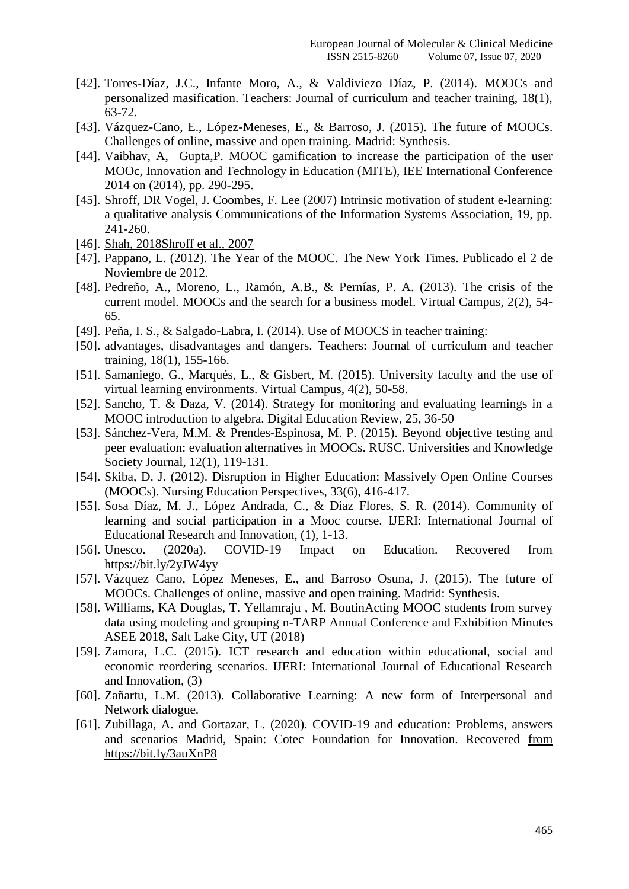[42]. Torres-Díaz, J.C., Infante Moro, A., & Valdiviezo Díaz, P. (2014). MOOCs and personalized masification. Teachers: Journal of curriculum and teacher training, 18(1), 63-72.

[43]. Vázquez-Cano, E., López-Meneses, E., & Barroso, J. (2015). The future of MOOCs. Challenges of online, massive and open training. Madrid: Synthesis.

[44]. Vaibhav, A, Gupta,P. MOOC gamification to increase the participation of the user MOOc, Innovation and Technology in Education (MITE), IEE International Conference 2014 on (2014), pp. 290-295.

[45]. Shroff, DR Vogel, J. Coombes, F. Lee (2007) Intrinsic motivation of student e-learning: a qualitative analysis Communications of the Information Systems Association, 19, pp. 241-260.

[46]. Shah, 2018Shroff et al., 2007

[47]. Pappano, L. (2012). The Year of the MOOC. The New York Times. Publicado el 2 de Noviembre de 2012.

[48]. Pedreño, A., Moreno, L., Ramón, A.B., & Pernías, P. A. (2013). The crisis of the current model. MOOCs and the search for a business model. Virtual Campus, 2(2), 54-65.

[49]. Peña, I. S., & Salgado-Labra, I. (2014). Use of MOOCS in teacher training:

[50]. advantages, disadvantages and dangers. Teachers: Journal of curriculum and teacher training, 18(1), 155-166.

[51]. Samaniego, G., Marqués, L., & Gisbert, M. (2015). University faculty and the use of virtual learning environments. Virtual Campus, 4(2), 50-58.

[52]. Sancho, T. & Daza, V. (2014). Strategy for monitoring and evaluating learnings in a MOOC introduction to algebra. Digital Education Review, 25, 36-50

[53]. Sánchez-Vera, M.M. & Prendes-Espinosa, M. P. (2015). Beyond objective testing and peer evaluation: evaluation alternatives in MOOCs. RUSC. Universities and Knowledge Society Journal, 12(1), 119-131.

[54]. Skiba, D. J. (2012). Disruption in Higher Education: Massively Open Online Courses (MOOCs). Nursing Education Perspectives, 33(6), 416-417.

[55]. Sosa Díaz, M. J., López Andrada, C., & Díaz Flores, S. R. (2014). Community of learning and social participation in a Mooc course. IJERI: International Journal of Educational Research and Innovation, (1), 1-13.

[56]. Unesco. (2020a). COVID-19 Impact on Education. Recovered from https://bit.ly/2yJW4yy

[57]. Vázquez Cano, López Meneses, E., and Barroso Osuna, J. (2015). The future of MOOCs. Challenges of online, massive and open training. Madrid: Synthesis.

[58]. Williams, KA Douglas, T. Yellamraju , M. BoutinActing MOOC students from survey data using modeling and grouping n-TARP Annual Conference and Exhibition Minutes ASEE 2018, Salt Lake City, UT (2018)

[59]. Zamora, L.C. (2015). ICT research and education within educational, social and economic reordering scenarios. IJERI: International Journal of Educational Research and Innovation, (3)

[60]. Zañartu, L.M. (2013). Collaborative Learning: A new form of Interpersonal and Network dialogue.

[61]. Zubillaga, A. and Gortazar, L. (2020). COVID-19 and education: Problems, answers and scenarios Madrid, Spain: Cotec Foundation for Innovation. Recovered from https://bit.ly/3auXnP8